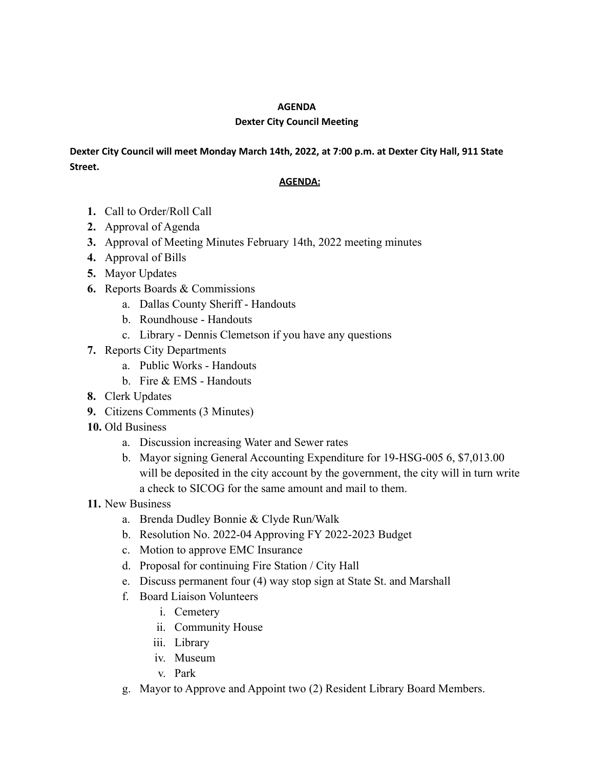**AGENDA**

**Dexter City Council Meeting**

**Dexter City Council will meet Monday March 14th, 2022, at 7:00 p.m. at Dexter City Hall, 911 State Street.**

**<u>AGENDA:</u>**

1. Call to Order/Roll Call
2. Approval of Agenda
3. Approval of Meeting Minutes February 14th, 2022 meeting minutes
4. Approval of Bills
5. Mayor Updates
6. Reports Boards & Commissions
   a. Dallas County Sheriff - Handouts
   b. Roundhouse - Handouts
   c. Library - Dennis Clemetson if you have any questions
7. Reports City Departments
   a. Public Works - Handouts
   b. Fire & EMS - Handouts
8. Clerk Updates
9. Citizens Comments (3 Minutes)
10. Old Business
    a. Discussion increasing Water and Sewer rates
    b. Mayor signing General Accounting Expenditure for 19-HSG-005 6, $7,013.00 will be deposited in the city account by the government, the city will in turn write a check to SICOG for the same amount and mail to them.
11. New Business
    a. Brenda Dudley Bonnie & Clyde Run/Walk
    b. Resolution No. 2022-04 Approving FY 2022-2023 Budget
    c. Motion to approve EMC Insurance
    d. Proposal for continuing Fire Station / City Hall
    e. Discuss permanent four (4) way stop sign at State St. and Marshall
    f. Board Liaison Volunteers
       i. Cemetery
       ii. Community House
       iii. Library
       iv. Museum
       v. Park
    g. Mayor to Approve and Appoint two (2) Resident Library Board Members.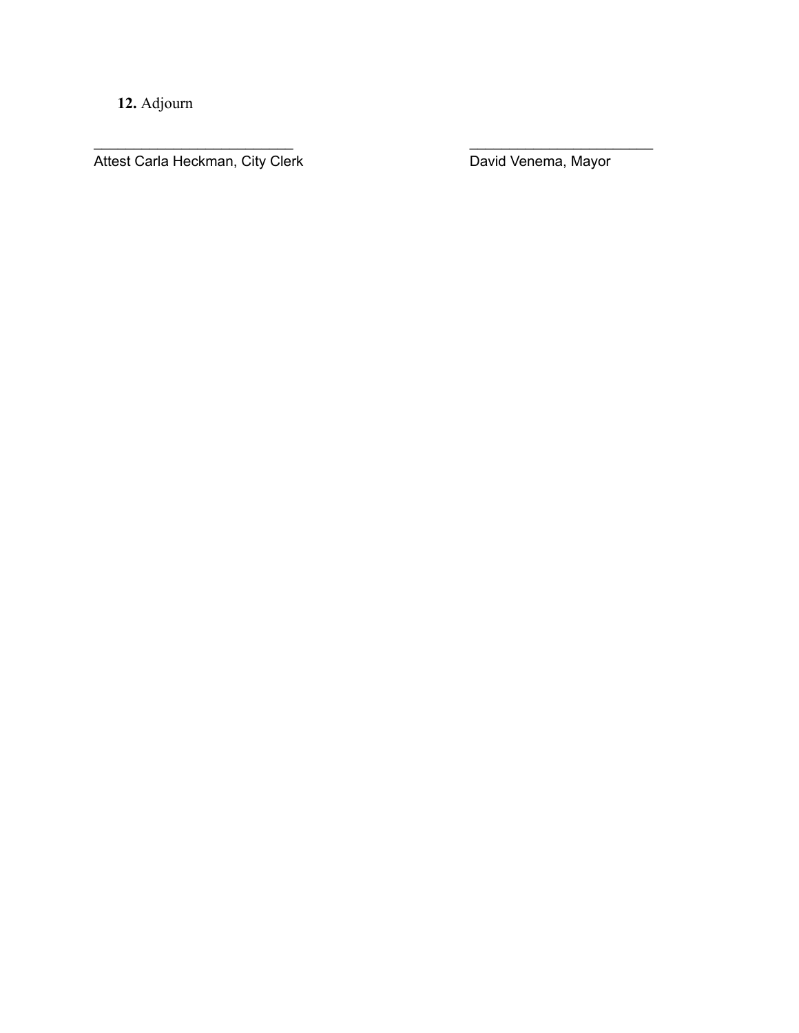**12.** Adjourn

\_\_\_\_\_\_\_\_\_\_\_\_\_\_\_\_\_\_\_\_\_\_\_\_\_\_  
Attest Carla Heckman, City Clerk

\_\_\_\_\_\_\_\_\_\_\_\_\_\_\_\_\_\_\_\_\_\_\_\_  
David Venema, Mayor